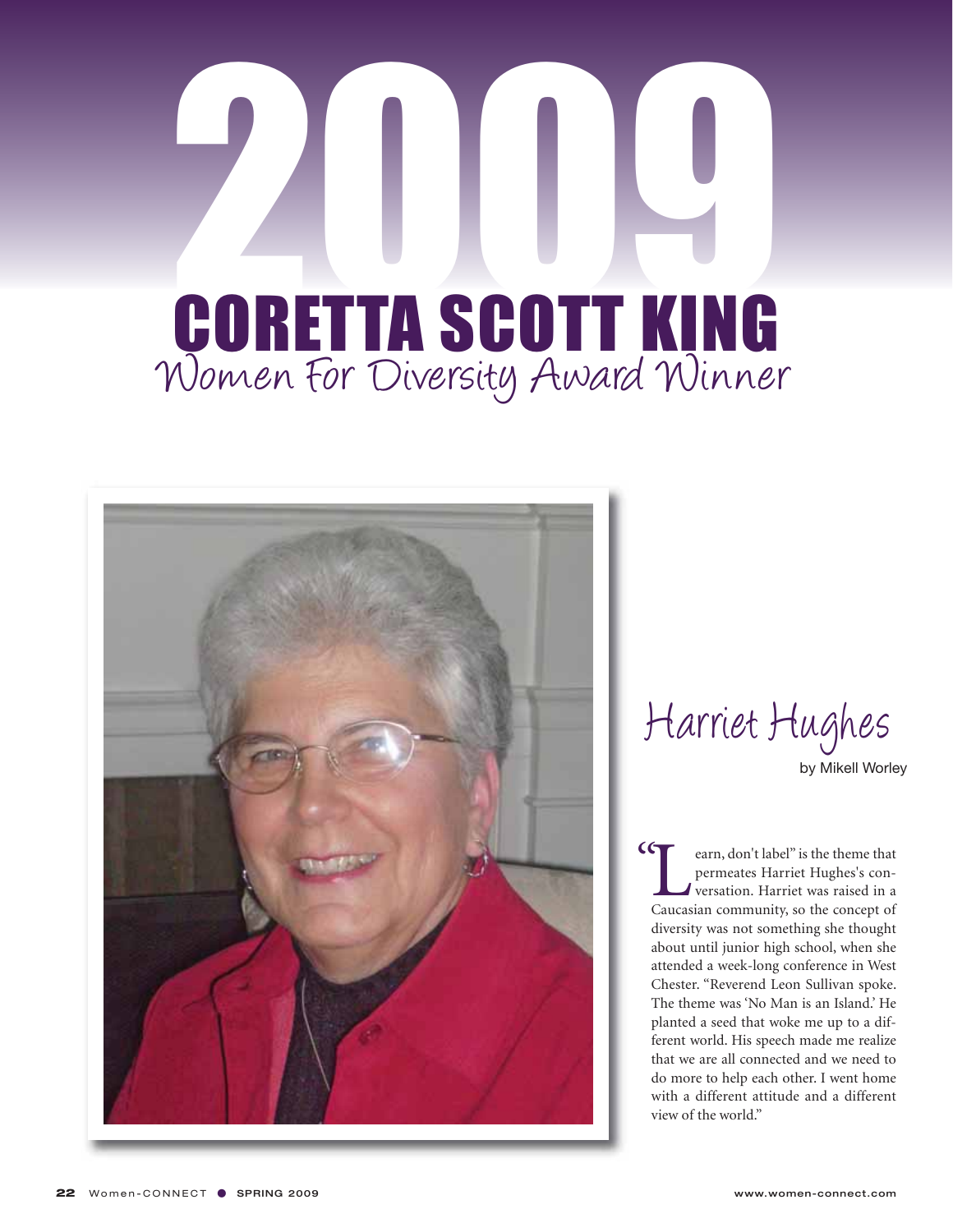# 2009 CORETTA SCOTT KING

## Women For Diversity Award Winner

## Harriet Hughes

by Mikell Worley

"Learn, don't label" is the theme that permeates Harriet Hughes's conversation. Harriet was raised in a Caucasian community, so the concept of diversity was not something she thought about until junior high school, when she attended a week-long conference in West Chester. "Reverend Leon Sullivan spoke. The theme was 'No Man is an Island.' He planted a seed that woke me up to a different world. His speech made me realize that we are all connected and we need to do more to help each other. I went home with a different attitude and a different view of the world."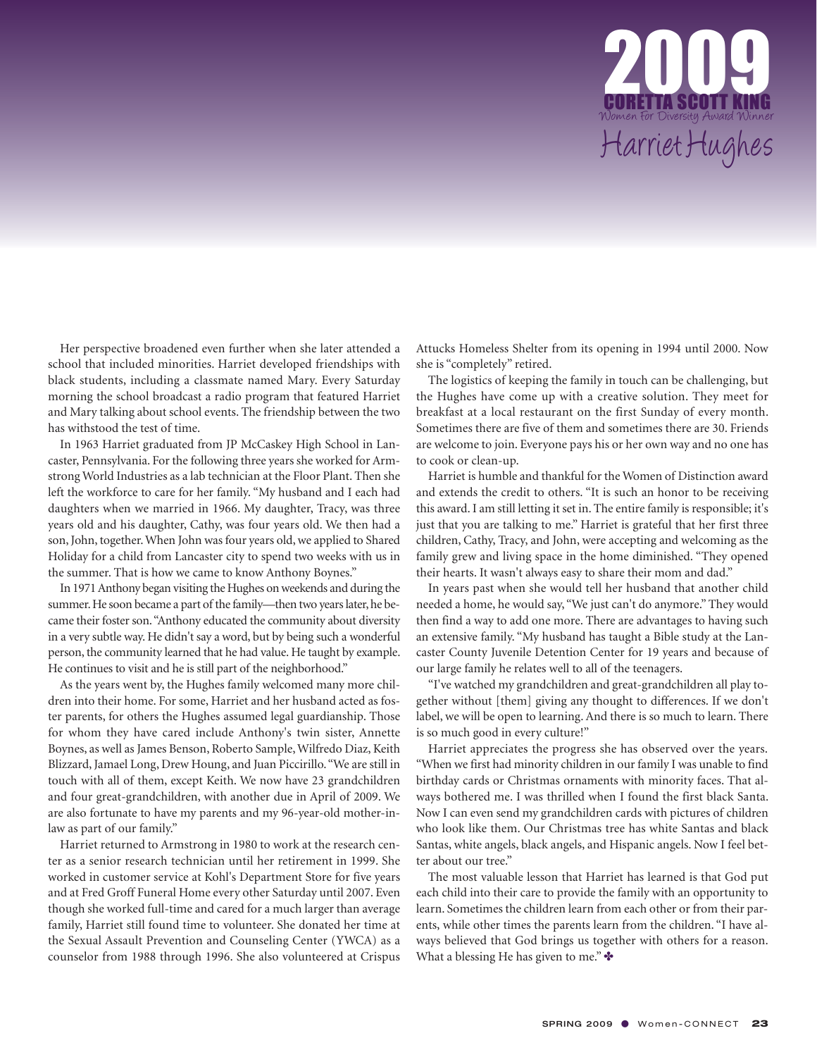# 2009

## CORETTA SCOTT KING

Women For Diversity Award Winner

## Harriet Hughes

Her perspective broadened even further when she later attended a school that included minorities. Harriet developed friendships with black students, including a classmate named Mary. Every Saturday morning the school broadcast a radio program that featured Harriet and Mary talking about school events. The friendship between the two has withstood the test of time.

In 1963 Harriet graduated from JP McCaskey High School in Lancaster, Pennsylvania. For the following three years she worked for Armstrong World Industries as a lab technician at the Floor Plant. Then she left the workforce to care for her family. "My husband and I each had daughters when we married in 1966. My daughter, Tracy, was three years old and his daughter, Cathy, was four years old. We then had a son, John, together. When John was four years old, we applied to Shared Holiday for a child from Lancaster city to spend two weeks with us in the summer. That is how we came to know Anthony Boynes."

In 1971 Anthony began visiting the Hughes on weekends and during the summer. He soon became a part of the family—then two years later, he became their foster son. "Anthony educated the community about diversity in a very subtle way. He didn't say a word, but by being such a wonderful person, the community learned that he had value. He taught by example. He continues to visit and he is still part of the neighborhood."

As the years went by, the Hughes family welcomed many more children into their home. For some, Harriet and her husband acted as foster parents, for others the Hughes assumed legal guardianship. Those for whom they have cared include Anthony's twin sister, Annette Boynes, as well as James Benson, Roberto Sample, Wilfredo Diaz, Keith Blizzard, Jamael Long, Drew Houng, and Juan Piccirillo. "We are still in touch with all of them, except Keith. We now have 23 grandchildren and four great-grandchildren, with another due in April of 2009. We are also fortunate to have my parents and my 96-year-old mother-in-law as part of our family."

Harriet returned to Armstrong in 1980 to work at the research center as a senior research technician until her retirement in 1999. She worked in customer service at Kohl's Department Store for five years and at Fred Groff Funeral Home every other Saturday until 2007. Even though she worked full-time and cared for a much larger than average family, Harriet still found time to volunteer. She donated her time at the Sexual Assault Prevention and Counseling Center (YWCA) as a counselor from 1988 through 1996. She also volunteered at Crispus Attucks Homeless Shelter from its opening in 1994 until 2000. Now she is "completely" retired.

The logistics of keeping the family in touch can be challenging, but the Hughes have come up with a creative solution. They meet for breakfast at a local restaurant on the first Sunday of every month. Sometimes there are five of them and sometimes there are 30. Friends are welcome to join. Everyone pays his or her own way and no one has to cook or clean-up.

Harriet is humble and thankful for the Women of Distinction award and extends the credit to others. "It is such an honor to be receiving this award. I am still letting it set in. The entire family is responsible; it's just that you are talking to me." Harriet is grateful that her first three children, Cathy, Tracy, and John, were accepting and welcoming as the family grew and living space in the home diminished. "They opened their hearts. It wasn't always easy to share their mom and dad."

In years past when she would tell her husband that another child needed a home, he would say, "We just can't do anymore." They would then find a way to add one more. There are advantages to having such an extensive family. "My husband has taught a Bible study at the Lancaster County Juvenile Detention Center for 19 years and because of our large family he relates well to all of the teenagers.

"I've watched my grandchildren and great-grandchildren all play together without [them] giving any thought to differences. If we don't label, we will be open to learning. And there is so much to learn. There is so much good in every culture!"

Harriet appreciates the progress she has observed over the years. "When we first had minority children in our family I was unable to find birthday cards or Christmas ornaments with minority faces. That always bothered me. I was thrilled when I found the first black Santa. Now I can even send my grandchildren cards with pictures of children who look like them. Our Christmas tree has white Santas and black Santas, white angels, black angels, and Hispanic angels. Now I feel better about our tree."

The most valuable lesson that Harriet has learned is that God put each child into their care to provide the family with an opportunity to learn. Sometimes the children learn from each other or from their parents, while other times the parents learn from the children. "I have always believed that God brings us together with others for a reason. What a blessing He has given to me." ✤